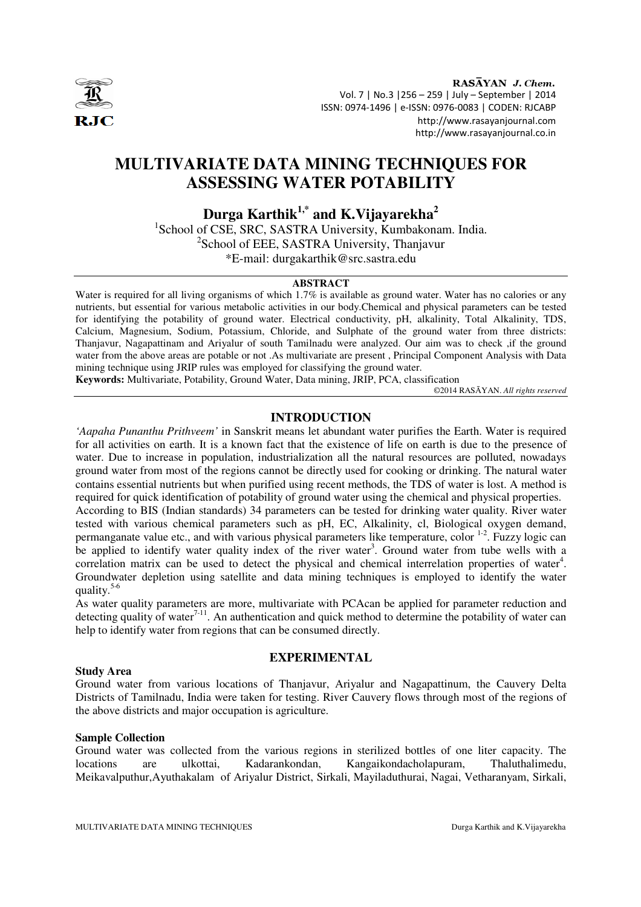# MULTIVARIATE DATA MINING TECHNIQUES FOR ASSESSING WATER POTABILITY

**Durga Karthik[1,*] and K.Vijayarekha[2]**

[1]School of CSE, SRC, SASTRA University, Kumbakonam. India.
[2]School of EEE, SASTRA University, Thanjavur
*E-mail: durgakarthik@src.sastra.edu

## ABSTRACT

Water is required for all living organisms of which 1.7% is available as ground water. Water has no calories or any nutrients, but essential for various metabolic activities in our body.Chemical and physical parameters can be tested for identifying the potability of ground water. Electrical conductivity, pH, alkalinity, Total Alkalinity, TDS, Calcium, Magnesium, Sodium, Potassium, Chloride, and Sulphate of the ground water from three districts: Thanjavur, Nagapattinam and Ariyalur of south Tamilnadu were analyzed. Our aim was to check ,if the ground water from the above areas are potable or not .As multivariate are present , Principal Component Analysis with Data mining technique using JRIP rules was employed for classifying the ground water.

**Keywords:** Multivariate, Potability, Ground Water, Data mining, JRIP, PCA, classification

©2014 RASĀYAN. *All rights reserved*

## INTRODUCTION

*'Aapaha Punanthu Prithveem'* in Sanskrit means let abundant water purifies the Earth. Water is required for all activities on earth. It is a known fact that the existence of life on earth is due to the presence of water. Due to increase in population, industrialization all the natural resources are polluted, nowadays ground water from most of the regions cannot be directly used for cooking or drinking. The natural water contains essential nutrients but when purified using recent methods, the TDS of water is lost. A method is required for quick identification of potability of ground water using the chemical and physical properties.

According to BIS (Indian standards) 34 parameters can be tested for drinking water quality. River water tested with various chemical parameters such as pH, EC, Alkalinity, cl, Biological oxygen demand, permanganate value etc., and with various physical parameters like temperature, color [1-2]. Fuzzy logic can be applied to identify water quality index of the river water[3]. Ground water from tube wells with a correlation matrix can be used to detect the physical and chemical interrelation properties of water[4]. Groundwater depletion using satellite and data mining techniques is employed to identify the water quality.[5-6]

As water quality parameters are more, multivariate with PCAcan be applied for parameter reduction and detecting quality of water[7-11]. An authentication and quick method to determine the potability of water can help to identify water from regions that can be consumed directly.

## EXPERIMENTAL

### Study Area

Ground water from various locations of Thanjavur, Ariyalur and Nagapattinum, the Cauvery Delta Districts of Tamilnadu, India were taken for testing. River Cauvery flows through most of the regions of the above districts and major occupation is agriculture.

### Sample Collection

Ground water was collected from the various regions in sterilized bottles of one liter capacity. The locations are ulkottai, Kadarankondan, Kangaikondacholapuram, Thaluthalimedu, Meikavalputhur,Ayuthakalam of Ariyalur District, Sirkali, Mayiladuthurai, Nagai, Vetharanyam, Sirkali,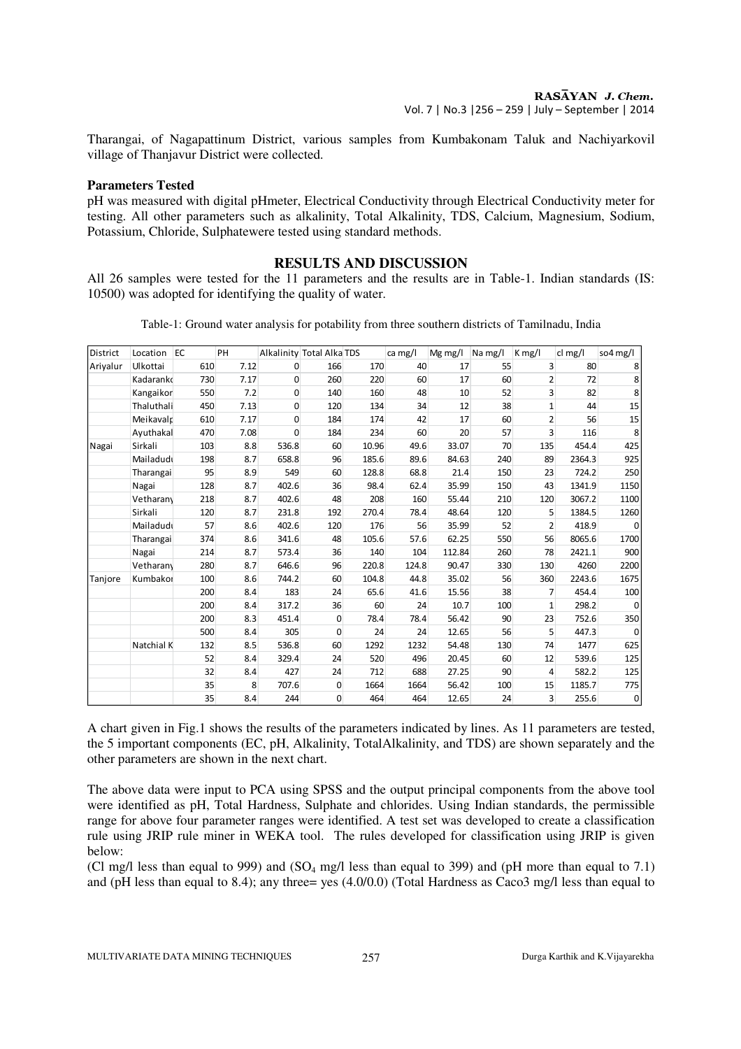Tharangai, of Nagapattinum District, various samples from Kumbakonam Taluk and Nachiyarkovil village of Thanjavur District were collected.

### Parameters Tested

pH was measured with digital pHmeter, Electrical Conductivity through Electrical Conductivity meter for testing. All other parameters such as alkalinity, Total Alkalinity, TDS, Calcium, Magnesium, Sodium, Potassium, Chloride, Sulphatewere tested using standard methods.

## RESULTS AND DISCUSSION

All 26 samples were tested for the 11 parameters and the results are in Table-1. Indian standards (IS: 10500) was adopted for identifying the quality of water.

Table-1: Ground water analysis for potability from three southern districts of Tamilnadu, India

| District | Location | EC | PH | Alkalinity | Total Alka | TDS | ca mg/l | Mg mg/l | Na mg/l | K mg/l | cl mg/l | so4 mg/l |
|---|---|---|---|---|---|---|---|---|---|---|---|---|
| Ariyalur | Ulkottai | 610 | 7.12 | 0 | 166 | 170 | 40 | 17 | 55 | 3 | 80 | 8 |
| | Kadarank | 730 | 7.17 | 0 | 260 | 220 | 60 | 17 | 60 | 2 | 72 | 8 |
| | Kangaikor | 550 | 7.2 | 0 | 140 | 160 | 48 | 10 | 52 | 3 | 82 | 8 |
| | Thaluthali | 450 | 7.13 | 0 | 120 | 134 | 34 | 12 | 38 | 1 | 44 | 15 |
| | Meikavalp | 610 | 7.17 | 0 | 184 | 174 | 42 | 17 | 60 | 2 | 56 | 15 |
| | Ayuthakal | 470 | 7.08 | 0 | 184 | 234 | 60 | 20 | 57 | 3 | 116 | 8 |
| Nagai | Sirkali | 103 | 8.8 | 536.8 | 60 | 10.96 | 49.6 | 33.07 | 70 | 135 | 454.4 | 425 |
| | Mailadudi | 198 | 8.7 | 658.8 | 96 | 185.6 | 89.6 | 84.63 | 240 | 89 | 2364.3 | 925 |
| | Tharangai | 95 | 8.9 | 549 | 60 | 128.8 | 68.8 | 21.4 | 150 | 23 | 724.2 | 250 |
| | Nagai | 128 | 8.7 | 402.6 | 36 | 98.4 | 62.4 | 35.99 | 150 | 43 | 1341.9 | 1150 |
| | Vetharany | 218 | 8.7 | 402.6 | 48 | 208 | 160 | 55.44 | 210 | 120 | 3067.2 | 1100 |
| | Sirkali | 120 | 8.7 | 231.8 | 192 | 270.4 | 78.4 | 48.64 | 120 | 5 | 1384.5 | 1260 |
| | Mailadudi | 57 | 8.6 | 402.6 | 120 | 176 | 56 | 35.99 | 52 | 2 | 418.9 | 0 |
| | Tharangai | 374 | 8.6 | 341.6 | 48 | 105.6 | 57.6 | 62.25 | 550 | 56 | 8065.6 | 1700 |
| | Nagai | 214 | 8.7 | 573.4 | 36 | 140 | 104 | 112.84 | 260 | 78 | 2421.1 | 900 |
| | Vetharany | 280 | 8.7 | 646.6 | 96 | 220.8 | 124.8 | 90.47 | 330 | 130 | 4260 | 2200 |
| Tanjore | Kumbakor | 100 | 8.6 | 744.2 | 60 | 104.8 | 44.8 | 35.02 | 56 | 360 | 2243.6 | 1675 |
| | | 200 | 8.4 | 183 | 24 | 65.6 | 41.6 | 15.56 | 38 | 7 | 454.4 | 100 |
| | | 200 | 8.4 | 317.2 | 36 | 60 | 24 | 10.7 | 100 | 1 | 298.2 | 0 |
| | | 200 | 8.3 | 451.4 | 0 | 78.4 | 78.4 | 56.42 | 90 | 23 | 752.6 | 350 |
| | | 500 | 8.4 | 305 | 0 | 24 | 24 | 12.65 | 56 | 5 | 447.3 | 0 |
| | Natchial K | 132 | 8.5 | 536.8 | 60 | 1292 | 1232 | 54.48 | 130 | 74 | 1477 | 625 |
| | | 52 | 8.4 | 329.4 | 24 | 520 | 496 | 20.45 | 60 | 12 | 539.6 | 125 |
| | | 32 | 8.4 | 427 | 24 | 712 | 688 | 27.25 | 90 | 4 | 582.2 | 125 |
| | | 35 | 8 | 707.6 | 0 | 1664 | 1664 | 56.42 | 100 | 15 | 1185.7 | 775 |
| | | 35 | 8.4 | 244 | 0 | 464 | 464 | 12.65 | 24 | 3 | 255.6 | 0 |

A chart given in Fig.1 shows the results of the parameters indicated by lines. As 11 parameters are tested, the 5 important components (EC, pH, Alkalinity, TotalAlkalinity, and TDS) are shown separately and the other parameters are shown in the next chart.

The above data were input to PCA using SPSS and the output principal components from the above tool were identified as pH, Total Hardness, Sulphate and chlorides. Using Indian standards, the permissible range for above four parameter ranges were identified. A test set was developed to create a classification rule using JRIP rule miner in WEKA tool. The rules developed for classification using JRIP is given below:

(Cl mg/l less than equal to 999) and ($SO_4$ mg/l less than equal to 399) and (pH more than equal to 7.1) and (pH less than equal to 8.4); any three= yes (4.0/0.0) (Total Hardness as Caco3 mg/l less than equal to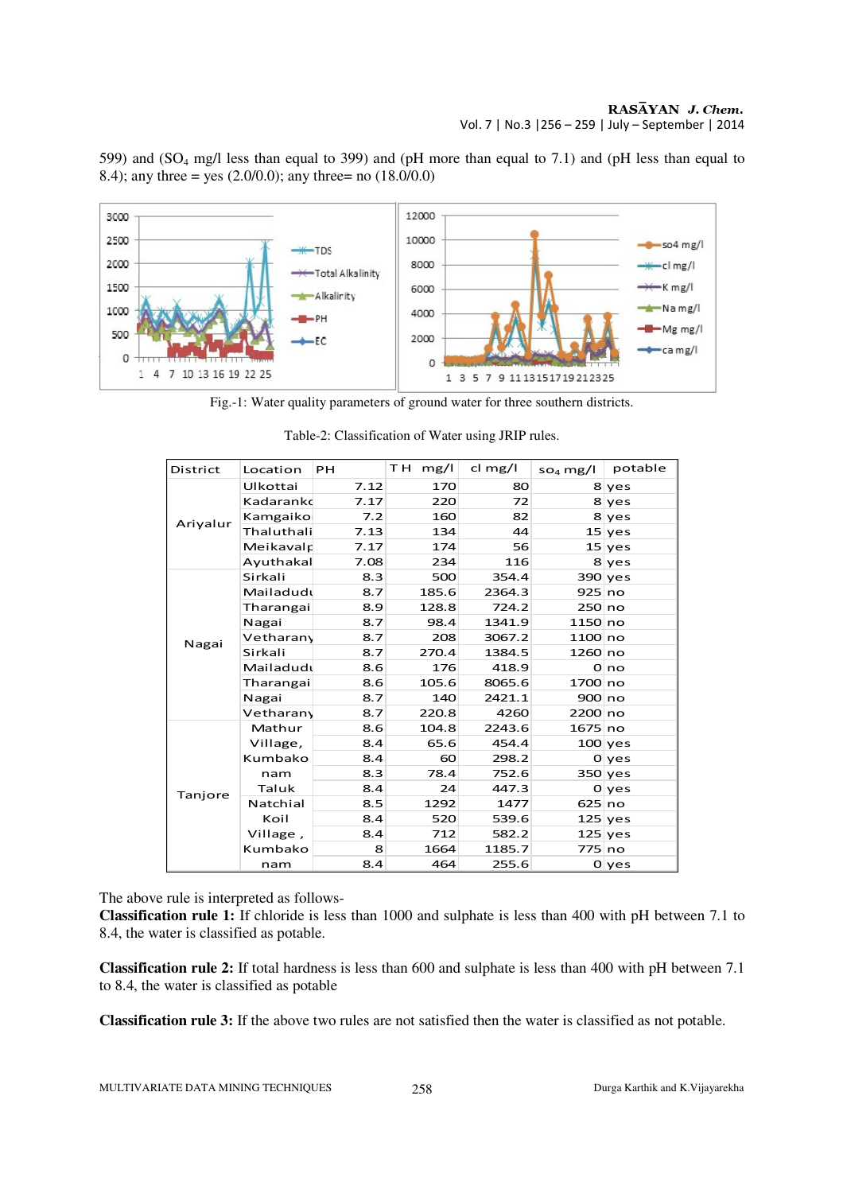599) and ($SO_4$ mg/l less than equal to 399) and (pH more than equal to 7.1) and (pH less than equal to 8.4); any three = yes (2.0/0.0); any three= no (18.0/0.0)

Fig.-1: Water quality parameters of ground water for three southern districts.

Table-2: Classification of Water using JRIP rules.

| District | Location | PH | T H mg/l | cl mg/l | $SO_4$ mg/l | potable |
|---|---|---|---|---|---|---|
| Ariyalur | Ulkottai | 7.12 | 170 | 80 | 8 | yes |
| | Kadarankc | 7.17 | 220 | 72 | 8 | yes |
| | Kamgaiko | 7.2 | 160 | 82 | 8 | yes |
| | Thaluthali | 7.13 | 134 | 44 | 15 | yes |
| | Meikavalp | 7.17 | 174 | 56 | 15 | yes |
| | Ayuthakal | 7.08 | 234 | 116 | 8 | yes |
| Nagai | Sirkali | 8.3 | 500 | 354.4 | 390 | yes |
| | Mailadudu | 8.7 | 185.6 | 2364.3 | 925 | no |
| | Tharangai | 8.9 | 128.8 | 724.2 | 250 | no |
| | Nagai | 8.7 | 98.4 | 1341.9 | 1150 | no |
| | Vetharany | 8.7 | 208 | 3067.2 | 1100 | no |
| | Sirkali | 8.7 | 270.4 | 1384.5 | 1260 | no |
| | Mailaduds | 8.6 | 176 | 418.9 | 0 | no |
| | Tharangai | 8.6 | 105.6 | 8065.6 | 1700 | no |
| | Nagai | 8.7 | 140 | 2421.1 | 900 | no |
| | Vetharany | 8.7 | 220.8 | 4260 | 2200 | no |
| Tanjore | Mathur | 8.6 | 104.8 | 2243.6 | 1675 | no |
| | Village, | 8.4 | 65.6 | 454.4 | 100 | yes |
| | Kumbako | 8.4 | 60 | 298.2 | 0 | yes |
| | nam | 8.3 | 78.4 | 752.6 | 350 | yes |
| | Taluk | 8.4 | 24 | 447.3 | 0 | yes |
| | Natchial | 8.5 | 1292 | 1477 | 625 | no |
| | Koil | 8.4 | 520 | 539.6 | 125 | yes |
| | Village , | 8.4 | 712 | 582.2 | 125 | yes |
| | Kumbako | 8 | 1664 | 1185.7 | 775 | no |
| | nam | 8.4 | 464 | 255.6 | 0 | yes |

The above rule is interpreted as follows-

**Classification rule 1:** If chloride is less than 1000 and sulphate is less than 400 with pH between 7.1 to 8.4, the water is classified as potable.

**Classification rule 2:** If total hardness is less than 600 and sulphate is less than 400 with pH between 7.1 to 8.4, the water is classified as potable

**Classification rule 3:** If the above two rules are not satisfied then the water is classified as not potable.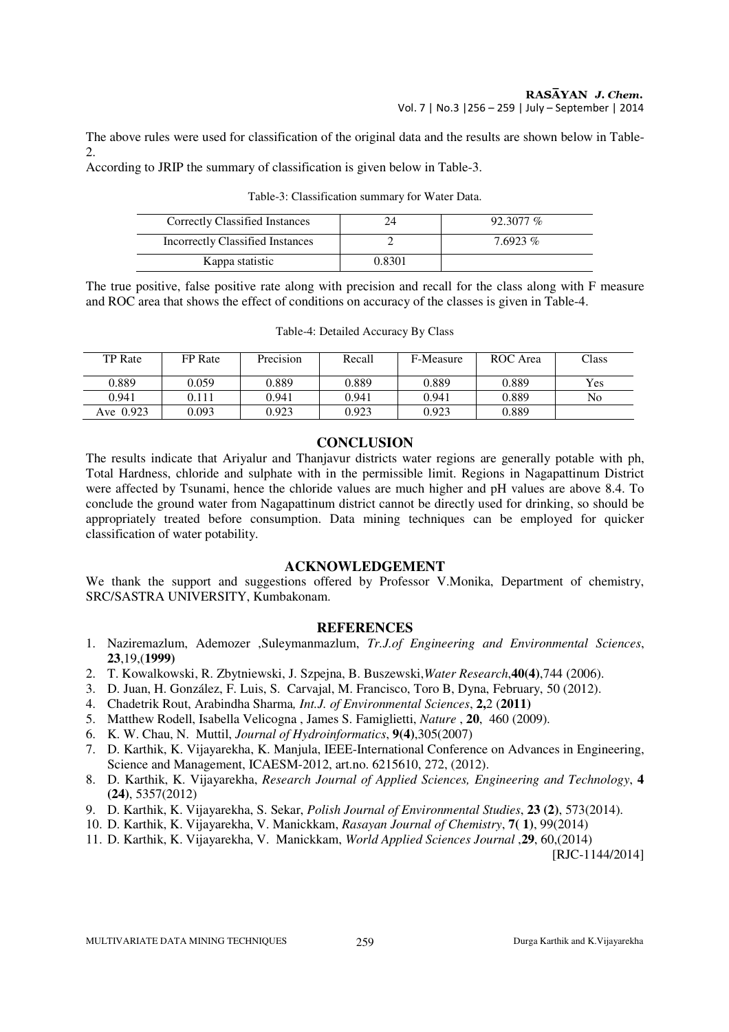The above rules were used for classification of the original data and the results are shown below in Table-2.

According to JRIP the summary of classification is given below in Table-3.

Table-3: Classification summary for Water Data.

| | | |
|---|---|---|
| Correctly Classified Instances | 24 | 92.3077 % |
| Incorrectly Classified Instances | 2 | 7.6923 % |
| Kappa statistic | 0.8301 | |

The true positive, false positive rate along with precision and recall for the class along with F measure and ROC area that shows the effect of conditions on accuracy of the classes is given in Table-4.

Table-4: Detailed Accuracy By Class

| TP Rate | FP Rate | Precision | Recall | F-Measure | ROC Area | Class |
|---|---|---|---|---|---|---|
| 0.889 | 0.059 | 0.889 | 0.889 | 0.889 | 0.889 | Yes |
| 0.941 | 0.111 | 0.941 | 0.941 | 0.941 | 0.889 | No |
| Ave 0.923 | 0.093 | 0.923 | 0.923 | 0.923 | 0.889 | |

## CONCLUSION

The results indicate that Ariyalur and Thanjavur districts water regions are generally potable with ph, Total Hardness, chloride and sulphate with in the permissible limit. Regions in Nagapattinum District were affected by Tsunami, hence the chloride values are much higher and pH values are above 8.4. To conclude the ground water from Nagapattinum district cannot be directly used for drinking, so should be appropriately treated before consumption. Data mining techniques can be employed for quicker classification of water potability.

## ACKNOWLEDGEMENT

We thank the support and suggestions offered by Professor V.Monika, Department of chemistry, SRC/SASTRA UNIVERSITY, Kumbakonam.

## REFERENCES

1. Naziremazlum, Ademozer ,Suleymanmazlum, *Tr.J.of Engineering and Environmental Sciences*, **23**,19,(**1999)**
2. T. Kowalkowski, R. Zbytniewski, J. Szpejna, B. Buszewski,*Water Research*,**40(4)**,744 (2006).
3. D. Juan, H. González, F. Luis, S. Carvajal, M. Francisco, Toro B, Dyna, February, 50 (2012).
4. Chadetrik Rout, Arabindha Sharma*, Int.J. of Environmental Sciences*, **2,**2 (**2011)**
5. Matthew Rodell, Isabella Velicogna , James S. Famiglietti, *Nature* , **20**, 460 (2009).
6. K. W. Chau, N. Muttil, *Journal of Hydroinformatics*, **9(4)**,305(2007)
7. D. Karthik, K. Vijayarekha, K. Manjula, IEEE-International Conference on Advances in Engineering, Science and Management, ICAESM-2012, art.no. 6215610, 272, (2012).
8. D. Karthik, K. Vijayarekha, *Research Journal of Applied Sciences, Engineering and Technology*, **4 (24)**, 5357(2012)
9. D. Karthik, K. Vijayarekha, S. Sekar, *Polish Journal of Environmental Studies*, **23 (2)**, 573(2014).
10. D. Karthik, K. Vijayarekha, V. Manickkam, *Rasayan Journal of Chemistry*, **7( 1)**, 99(2014)
11. D. Karthik, K. Vijayarekha, V. Manickkam, *World Applied Sciences Journal* ,**29**, 60,(2014)

[RJC-1144/2014]